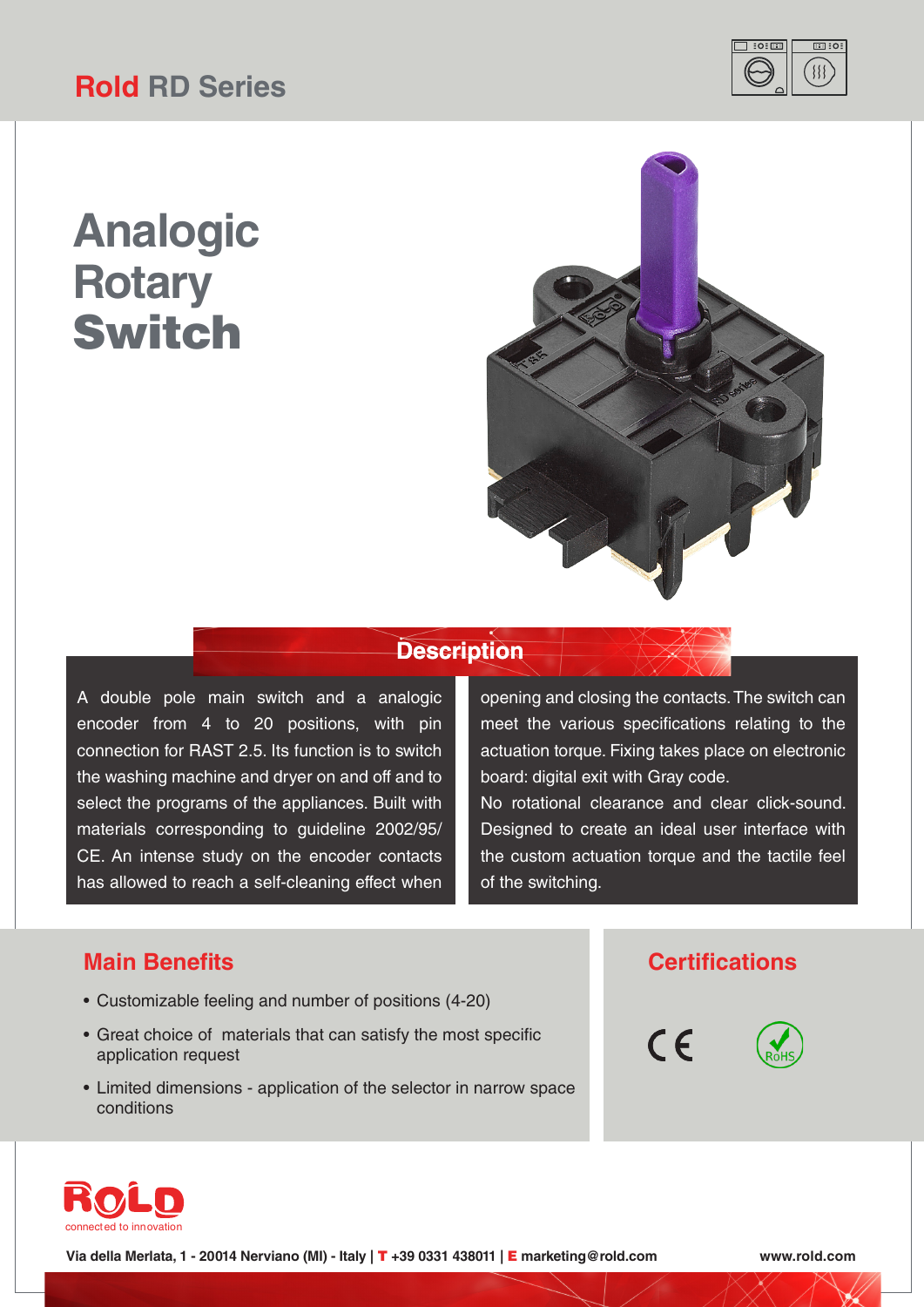# Rold RD Series

# Analogic Rotary Switch

## Description

A double pole main switch and a analogic encoder from 4 to 20 positions, with pin connection for RAST 2.5. Its function is to switch the washing machine and dryer on and off and to select the programs of the appliances. Built with materials corresponding to guideline 2002/95/CE. An intense study on the encoder contacts has allowed to reach a self-cleaning effect when opening and closing the contacts. The switch can meet the various specifications relating to the actuation torque. Fixing takes place on electronic board: digital exit with Gray code.
No rotational clearance and clear click-sound. Designed to create an ideal user interface with the custom actuation torque and the tactile feel of the switching.

## Main Benefits

- Customizable feeling and number of positions (4-20)
- Great choice of materials that can satisfy the most specific application request
- Limited dimensions - application of the selector in narrow space conditions

## Certifications

CE

RoHS

ROLD
connected to innovation

Via della Merlata, 1 - 20014 Nerviano (MI) - Italy | T +39 0331 438011 | E marketing@rold.com

www.rold.com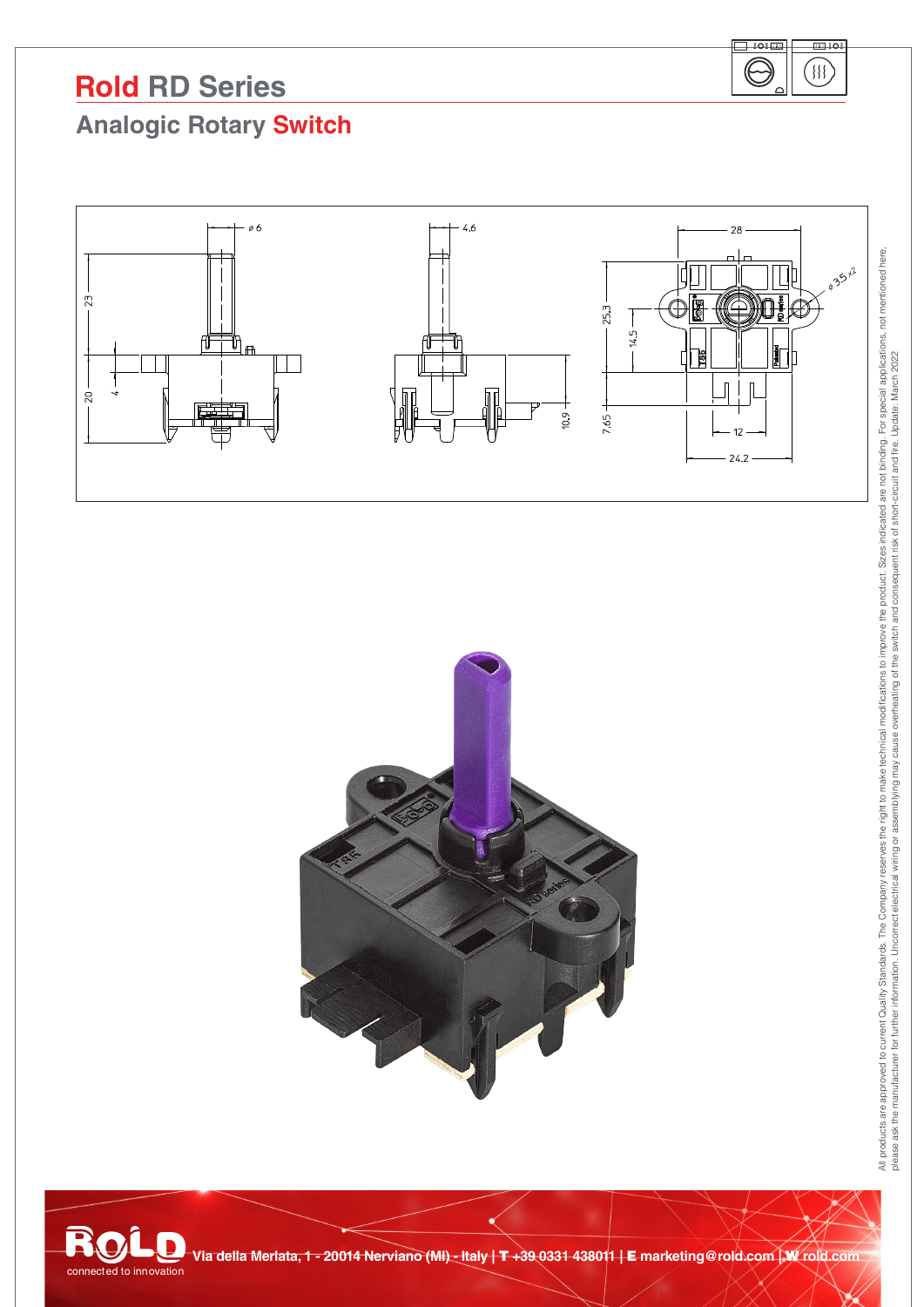# Rold RD Series

## Analogic Rotary Switch

ø 6

23

20

4

4,6

10,9

28

ø 3,5 x2

25,3

14,5

7,65

12

24,2

All products are approved to current Quality Standards. The Company reserves the right to make technical modifications to improve the product. Sizes indicated are not binding. For special applications, not mentioned here, please ask the manufacturer for further information. Uncorrect electrical wiring or assemblying may cause overheating of the switch and consequent risk of short-circuit and fire. Update: March 2022

ROLD connected to innovation Via della Merlata, 1 - 20014 Nerviano (MI) - Italy | T +39 0331 438011 | E marketing@rold.com | W rold.com